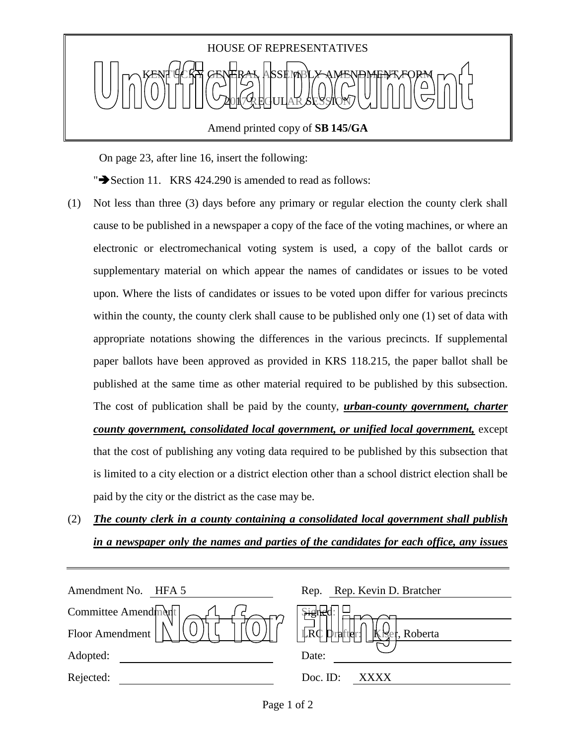HOUSE OF REPRESENTATIVES

KENTUCKY GENERAL ASSEMBLY AMENDMENT FORM

2017 REGULAR SESSION

Amend printed copy of **SB 145/GA**

Unofficial Document

On page 23, after line 16, insert the following:

"➔Section 11. KRS 424.290 is amended to read as follows:

(1) Not less than three (3) days before any primary or regular election the county clerk shall cause to be published in a newspaper a copy of the face of the voting machines, or where an electronic or electromechanical voting system is used, a copy of the ballot cards or supplementary material on which appear the names of candidates or issues to be voted upon. Where the lists of candidates or issues to be voted upon differ for various precincts within the county, the county clerk shall cause to be published only one (1) set of data with appropriate notations showing the differences in the various precincts. If supplemental paper ballots have been approved as provided in KRS 118.215, the paper ballot shall be published at the same time as other material required to be published by this subsection. The cost of publication shall be paid by the county, ***urban-county government, charter county government, consolidated local government, or unified local government,*** except that the cost of publishing any voting data required to be published by this subsection that is limited to a city election or a district election other than a school district election shall be paid by the city or the district as the case may be.

(2) ***The county clerk in a county containing a consolidated local government shall publish in a newspaper only the names and parties of the candidates for each office, any issues***

| | |
|---|---|
| Amendment No. HFA 5 | Rep. Rep. Kevin D. Bratcher |
| Committee Amendment | Signed: |
| Floor Amendment | LRC Drafter: Kiser, Roberta |
| Adopted: | Date: |
| Rejected: | Doc. ID: XXXX |

Not for Filing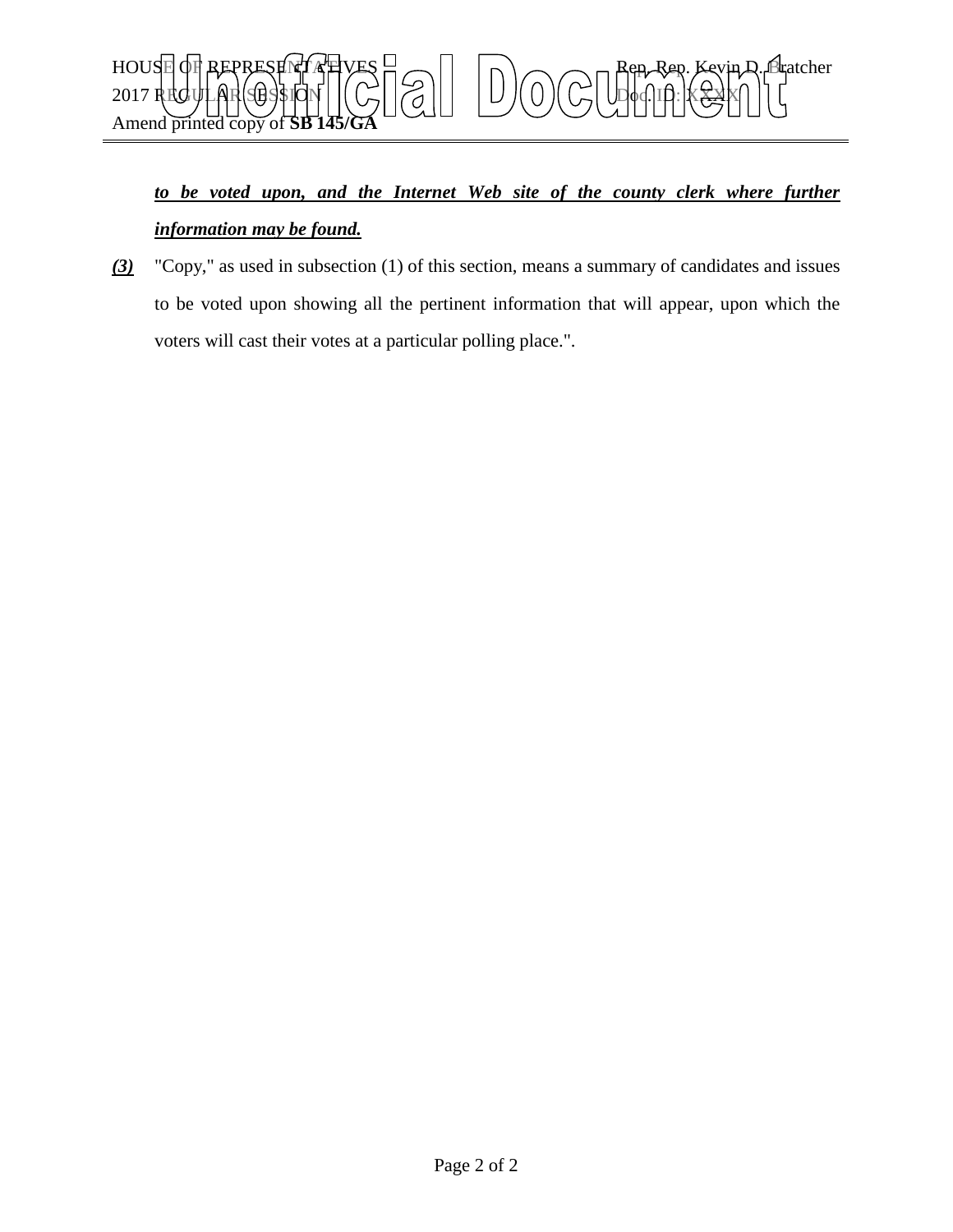***to be voted upon, and the Internet Web site of the county clerk where further information may be found.***

***(3)*** "Copy," as used in subsection (1) of this section, means a summary of candidates and issues to be voted upon showing all the pertinent information that will appear, upon which the voters will cast their votes at a particular polling place.".